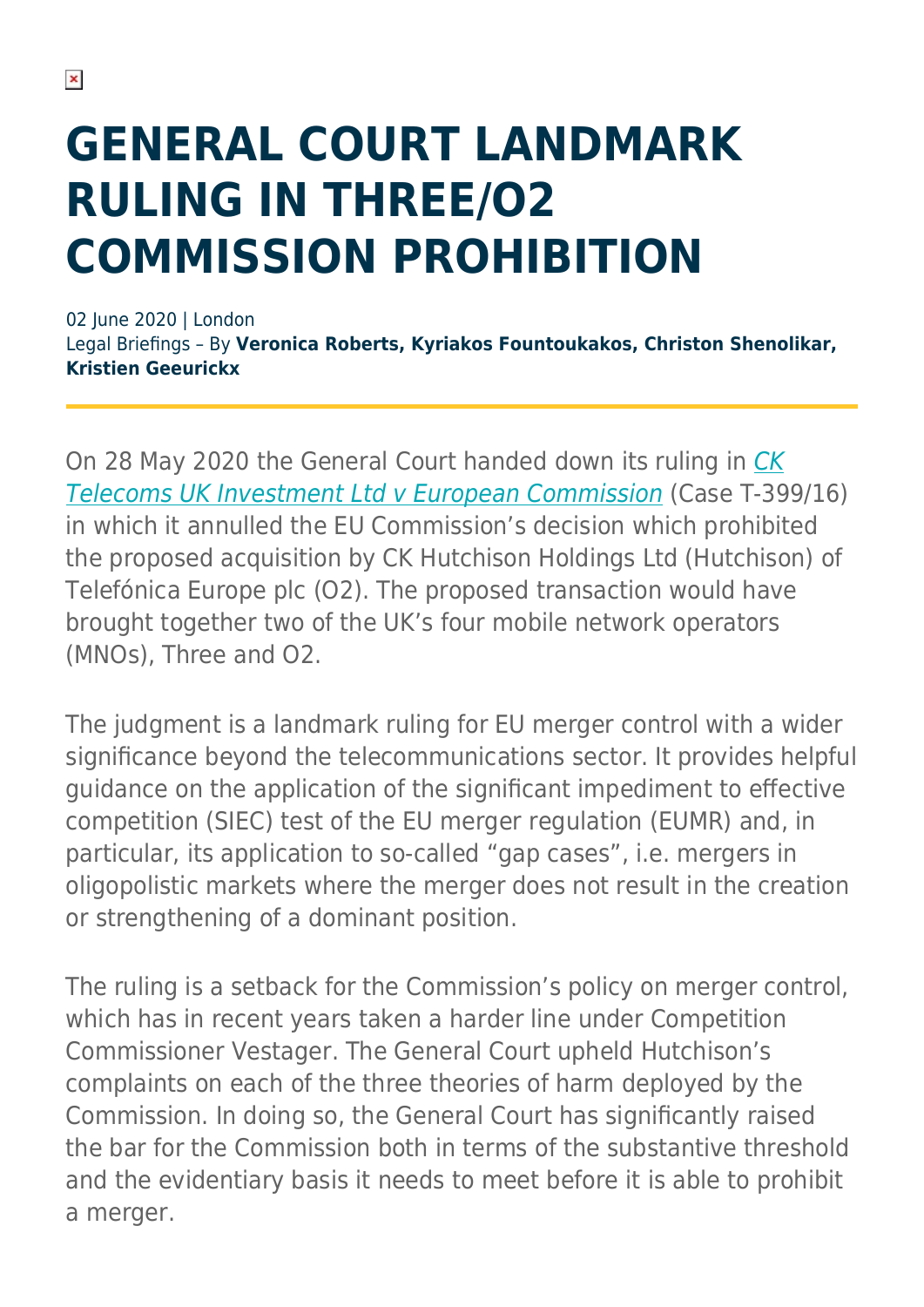# GENERAL COURT LANDMARK RULING IN THREE/O2 COMMISSION PROHIBITION

02 June 2020 | London
Legal Briefings – By **Veronica Roberts, Kyriakos Fountoukakos, Christon Shenolikar, Kristien Geeurickx**

On 28 May 2020 the General Court handed down its ruling in *CK Telecoms UK Investment Ltd v European Commission* (Case T-399/16) in which it annulled the EU Commission's decision which prohibited the proposed acquisition by CK Hutchison Holdings Ltd (Hutchison) of Telefónica Europe plc (O2). The proposed transaction would have brought together two of the UK's four mobile network operators (MNOs), Three and O2.

The judgment is a landmark ruling for EU merger control with a wider significance beyond the telecommunications sector. It provides helpful guidance on the application of the significant impediment to effective competition (SIEC) test of the EU merger regulation (EUMR) and, in particular, its application to so-called "gap cases", i.e. mergers in oligopolistic markets where the merger does not result in the creation or strengthening of a dominant position.

The ruling is a setback for the Commission's policy on merger control, which has in recent years taken a harder line under Competition Commissioner Vestager. The General Court upheld Hutchison's complaints on each of the three theories of harm deployed by the Commission. In doing so, the General Court has significantly raised the bar for the Commission both in terms of the substantive threshold and the evidentiary basis it needs to meet before it is able to prohibit a merger.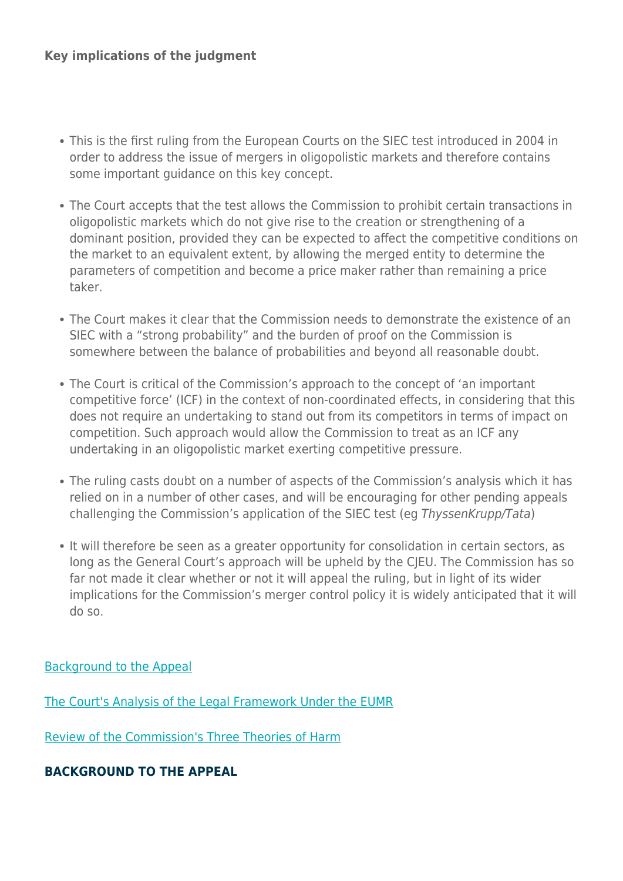**Key implications of the judgment**

- This is the first ruling from the European Courts on the SIEC test introduced in 2004 in order to address the issue of mergers in oligopolistic markets and therefore contains some important guidance on this key concept.
- The Court accepts that the test allows the Commission to prohibit certain transactions in oligopolistic markets which do not give rise to the creation or strengthening of a dominant position, provided they can be expected to affect the competitive conditions on the market to an equivalent extent, by allowing the merged entity to determine the parameters of competition and become a price maker rather than remaining a price taker.
- The Court makes it clear that the Commission needs to demonstrate the existence of an SIEC with a "strong probability" and the burden of proof on the Commission is somewhere between the balance of probabilities and beyond all reasonable doubt.
- The Court is critical of the Commission's approach to the concept of 'an important competitive force' (ICF) in the context of non-coordinated effects, in considering that this does not require an undertaking to stand out from its competitors in terms of impact on competition. Such approach would allow the Commission to treat as an ICF any undertaking in an oligopolistic market exerting competitive pressure.
- The ruling casts doubt on a number of aspects of the Commission's analysis which it has relied on in a number of other cases, and will be encouraging for other pending appeals challenging the Commission's application of the SIEC test (eg *ThyssenKrupp/Tata*)
- It will therefore be seen as a greater opportunity for consolidation in certain sectors, as long as the General Court's approach will be upheld by the CJEU. The Commission has so far not made it clear whether or not it will appeal the ruling, but in light of its wider implications for the Commission's merger control policy it is widely anticipated that it will do so.

Background to the Appeal

The Court's Analysis of the Legal Framework Under the EUMR

Review of the Commission's Three Theories of Harm

## BACKGROUND TO THE APPEAL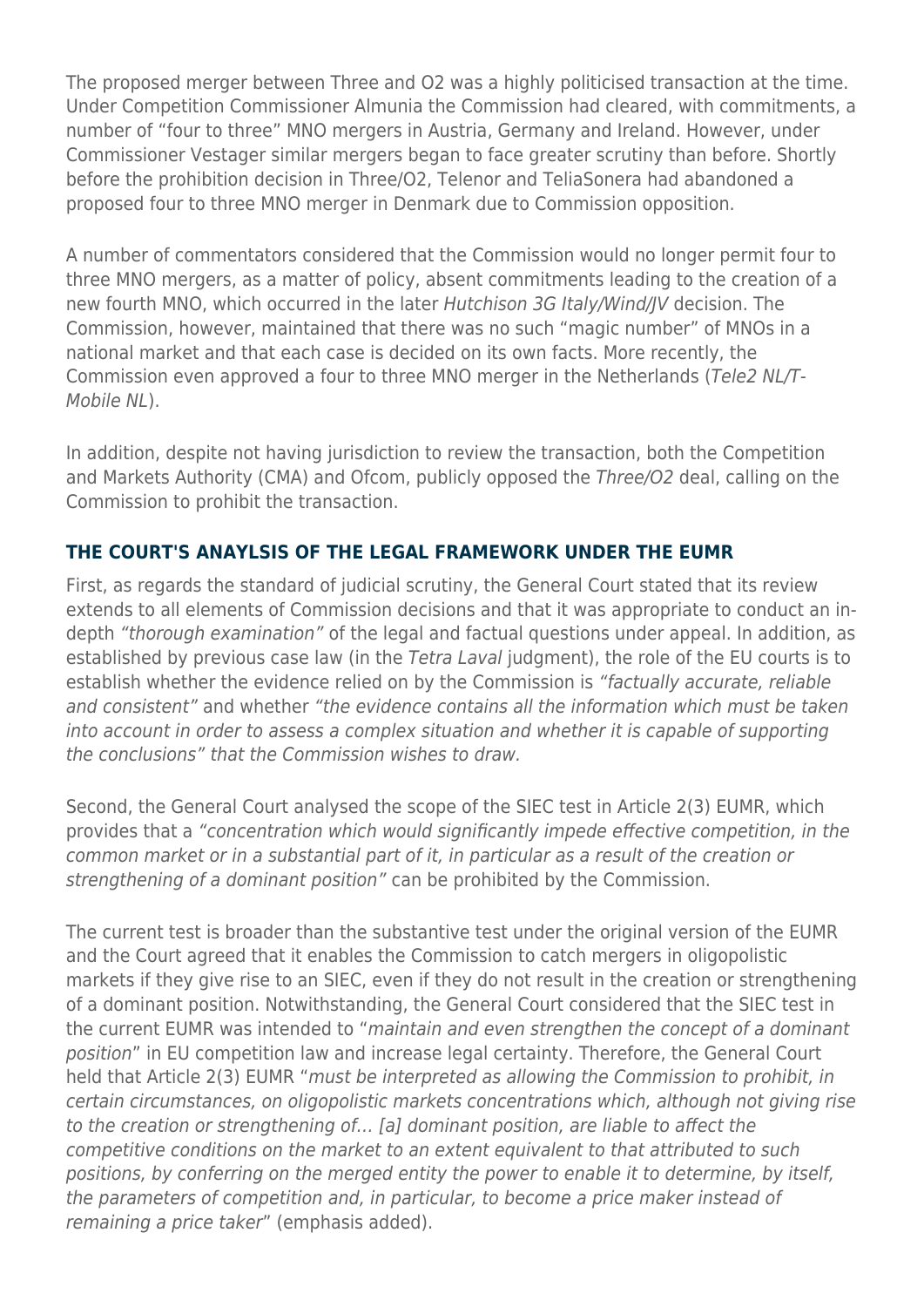The proposed merger between Three and O2 was a highly politicised transaction at the time. Under Competition Commissioner Almunia the Commission had cleared, with commitments, a number of "four to three" MNO mergers in Austria, Germany and Ireland. However, under Commissioner Vestager similar mergers began to face greater scrutiny than before. Shortly before the prohibition decision in Three/O2, Telenor and TeliaSonera had abandoned a proposed four to three MNO merger in Denmark due to Commission opposition.

A number of commentators considered that the Commission would no longer permit four to three MNO mergers, as a matter of policy, absent commitments leading to the creation of a new fourth MNO, which occurred in the later *Hutchison 3G Italy/Wind/JV* decision. The Commission, however, maintained that there was no such "magic number" of MNOs in a national market and that each case is decided on its own facts. More recently, the Commission even approved a four to three MNO merger in the Netherlands (*Tele2 NL/T-Mobile NL*).

In addition, despite not having jurisdiction to review the transaction, both the Competition and Markets Authority (CMA) and Ofcom, publicly opposed the *Three/O2* deal, calling on the Commission to prohibit the transaction.

## THE COURT'S ANAYLSIS OF THE LEGAL FRAMEWORK UNDER THE EUMR

First, as regards the standard of judicial scrutiny, the General Court stated that its review extends to all elements of Commission decisions and that it was appropriate to conduct an in-depth *"thorough examination"* of the legal and factual questions under appeal. In addition, as established by previous case law (in the *Tetra Laval* judgment), the role of the EU courts is to establish whether the evidence relied on by the Commission is *"factually accurate, reliable and consistent"* and whether *"the evidence contains all the information which must be taken into account in order to assess a complex situation and whether it is capable of supporting the conclusions" that the Commission wishes to draw.*

Second, the General Court analysed the scope of the SIEC test in Article 2(3) EUMR, which provides that a *"concentration which would significantly impede effective competition, in the common market or in a substantial part of it, in particular as a result of the creation or strengthening of a dominant position"* can be prohibited by the Commission.

The current test is broader than the substantive test under the original version of the EUMR and the Court agreed that it enables the Commission to catch mergers in oligopolistic markets if they give rise to an SIEC, even if they do not result in the creation or strengthening of a dominant position. Notwithstanding, the General Court considered that the SIEC test in the current EUMR was intended to "*maintain and even strengthen the concept of a dominant position*" in EU competition law and increase legal certainty. Therefore, the General Court held that Article 2(3) EUMR "*must be interpreted as allowing the Commission to prohibit, in certain circumstances, on oligopolistic markets concentrations which, although not giving rise to the creation or strengthening of… [a] dominant position, are liable to affect the competitive conditions on the market to an extent equivalent to that attributed to such positions, by conferring on the merged entity the power to enable it to determine, by itself, the parameters of competition and, in particular, to become a price maker instead of remaining a price taker*" (emphasis added).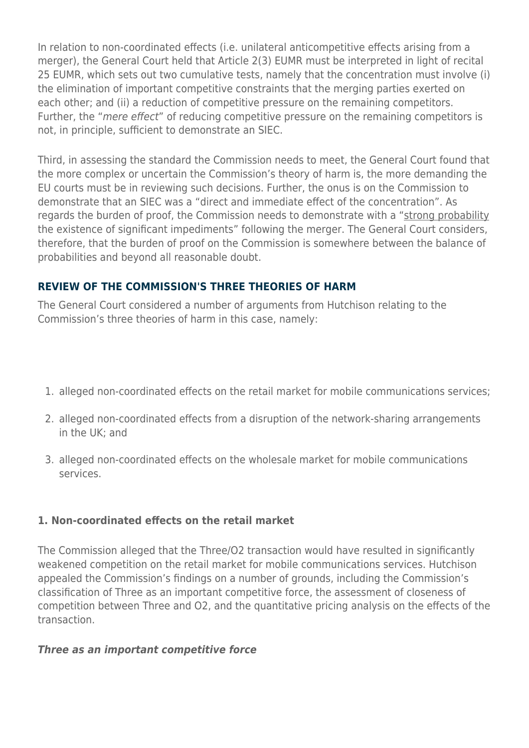In relation to non-coordinated effects (i.e. unilateral anticompetitive effects arising from a merger), the General Court held that Article 2(3) EUMR must be interpreted in light of recital 25 EUMR, which sets out two cumulative tests, namely that the concentration must involve (i) the elimination of important competitive constraints that the merging parties exerted on each other; and (ii) a reduction of competitive pressure on the remaining competitors. Further, the "*mere effect*" of reducing competitive pressure on the remaining competitors is not, in principle, sufficient to demonstrate an SIEC.

Third, in assessing the standard the Commission needs to meet, the General Court found that the more complex or uncertain the Commission's theory of harm is, the more demanding the EU courts must be in reviewing such decisions. Further, the onus is on the Commission to demonstrate that an SIEC was a "direct and immediate effect of the concentration". As regards the burden of proof, the Commission needs to demonstrate with a "strong probability the existence of significant impediments" following the merger. The General Court considers, therefore, that the burden of proof on the Commission is somewhere between the balance of probabilities and beyond all reasonable doubt.

## REVIEW OF THE COMMISSION'S THREE THEORIES OF HARM

The General Court considered a number of arguments from Hutchison relating to the Commission's three theories of harm in this case, namely:

1. alleged non-coordinated effects on the retail market for mobile communications services;
2. alleged non-coordinated effects from a disruption of the network-sharing arrangements in the UK; and
3. alleged non-coordinated effects on the wholesale market for mobile communications services.

### 1. Non-coordinated effects on the retail market

The Commission alleged that the Three/O2 transaction would have resulted in significantly weakened competition on the retail market for mobile communications services. Hutchison appealed the Commission's findings on a number of grounds, including the Commission's classification of Three as an important competitive force, the assessment of closeness of competition between Three and O2, and the quantitative pricing analysis on the effects of the transaction.

#### *Three as an important competitive force*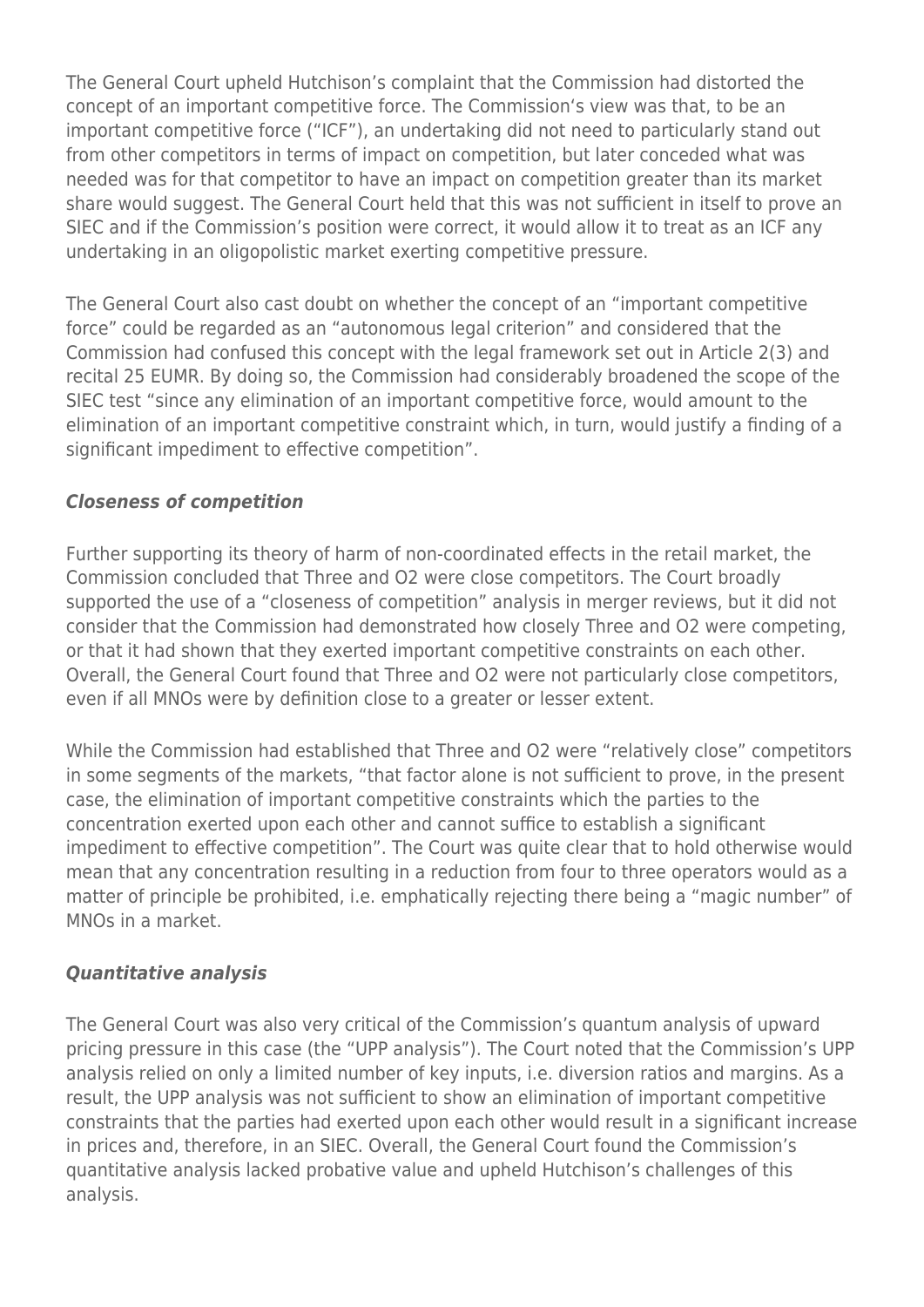The General Court upheld Hutchison's complaint that the Commission had distorted the concept of an important competitive force. The Commission's view was that, to be an important competitive force ("ICF"), an undertaking did not need to particularly stand out from other competitors in terms of impact on competition, but later conceded what was needed was for that competitor to have an impact on competition greater than its market share would suggest. The General Court held that this was not sufficient in itself to prove an SIEC and if the Commission's position were correct, it would allow it to treat as an ICF any undertaking in an oligopolistic market exerting competitive pressure.

The General Court also cast doubt on whether the concept of an "important competitive force" could be regarded as an "autonomous legal criterion" and considered that the Commission had confused this concept with the legal framework set out in Article 2(3) and recital 25 EUMR. By doing so, the Commission had considerably broadened the scope of the SIEC test "since any elimination of an important competitive force, would amount to the elimination of an important competitive constraint which, in turn, would justify a finding of a significant impediment to effective competition".

### *Closeness of competition*

Further supporting its theory of harm of non-coordinated effects in the retail market, the Commission concluded that Three and O2 were close competitors. The Court broadly supported the use of a "closeness of competition" analysis in merger reviews, but it did not consider that the Commission had demonstrated how closely Three and O2 were competing, or that it had shown that they exerted important competitive constraints on each other. Overall, the General Court found that Three and O2 were not particularly close competitors, even if all MNOs were by definition close to a greater or lesser extent.

While the Commission had established that Three and O2 were "relatively close" competitors in some segments of the markets, "that factor alone is not sufficient to prove, in the present case, the elimination of important competitive constraints which the parties to the concentration exerted upon each other and cannot suffice to establish a significant impediment to effective competition". The Court was quite clear that to hold otherwise would mean that any concentration resulting in a reduction from four to three operators would as a matter of principle be prohibited, i.e. emphatically rejecting there being a "magic number" of MNOs in a market.

### *Quantitative analysis*

The General Court was also very critical of the Commission's quantum analysis of upward pricing pressure in this case (the "UPP analysis"). The Court noted that the Commission's UPP analysis relied on only a limited number of key inputs, i.e. diversion ratios and margins. As a result, the UPP analysis was not sufficient to show an elimination of important competitive constraints that the parties had exerted upon each other would result in a significant increase in prices and, therefore, in an SIEC. Overall, the General Court found the Commission's quantitative analysis lacked probative value and upheld Hutchison's challenges of this analysis.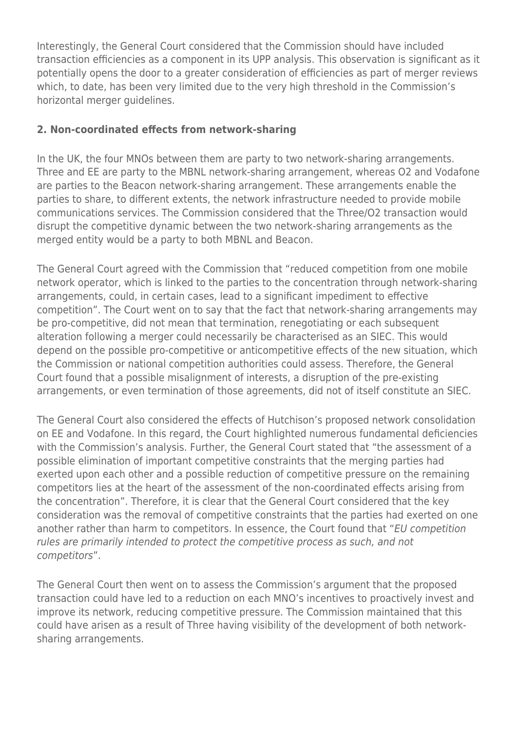Interestingly, the General Court considered that the Commission should have included transaction efficiencies as a component in its UPP analysis. This observation is significant as it potentially opens the door to a greater consideration of efficiencies as part of merger reviews which, to date, has been very limited due to the very high threshold in the Commission's horizontal merger guidelines.

**2. Non-coordinated effects from network-sharing**

In the UK, the four MNOs between them are party to two network-sharing arrangements. Three and EE are party to the MBNL network-sharing arrangement, whereas O2 and Vodafone are parties to the Beacon network-sharing arrangement. These arrangements enable the parties to share, to different extents, the network infrastructure needed to provide mobile communications services. The Commission considered that the Three/O2 transaction would disrupt the competitive dynamic between the two network-sharing arrangements as the merged entity would be a party to both MBNL and Beacon.

The General Court agreed with the Commission that "reduced competition from one mobile network operator, which is linked to the parties to the concentration through network-sharing arrangements, could, in certain cases, lead to a significant impediment to effective competition". The Court went on to say that the fact that network-sharing arrangements may be pro-competitive, did not mean that termination, renegotiating or each subsequent alteration following a merger could necessarily be characterised as an SIEC. This would depend on the possible pro-competitive or anticompetitive effects of the new situation, which the Commission or national competition authorities could assess. Therefore, the General Court found that a possible misalignment of interests, a disruption of the pre-existing arrangements, or even termination of those agreements, did not of itself constitute an SIEC.

The General Court also considered the effects of Hutchison's proposed network consolidation on EE and Vodafone. In this regard, the Court highlighted numerous fundamental deficiencies with the Commission's analysis. Further, the General Court stated that "the assessment of a possible elimination of important competitive constraints that the merging parties had exerted upon each other and a possible reduction of competitive pressure on the remaining competitors lies at the heart of the assessment of the non-coordinated effects arising from the concentration". Therefore, it is clear that the General Court considered that the key consideration was the removal of competitive constraints that the parties had exerted on one another rather than harm to competitors. In essence, the Court found that "*EU competition rules are primarily intended to protect the competitive process as such, and not competitors*".

The General Court then went on to assess the Commission's argument that the proposed transaction could have led to a reduction on each MNO's incentives to proactively invest and improve its network, reducing competitive pressure. The Commission maintained that this could have arisen as a result of Three having visibility of the development of both network-sharing arrangements.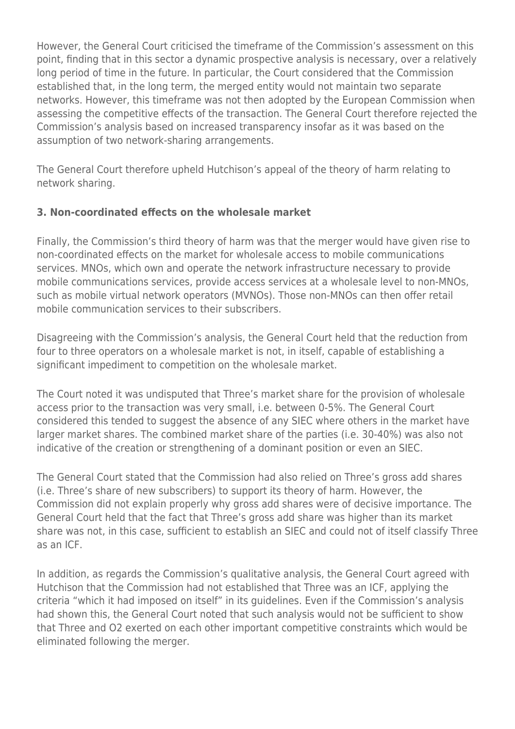However, the General Court criticised the timeframe of the Commission's assessment on this point, finding that in this sector a dynamic prospective analysis is necessary, over a relatively long period of time in the future. In particular, the Court considered that the Commission established that, in the long term, the merged entity would not maintain two separate networks. However, this timeframe was not then adopted by the European Commission when assessing the competitive effects of the transaction. The General Court therefore rejected the Commission's analysis based on increased transparency insofar as it was based on the assumption of two network-sharing arrangements.

The General Court therefore upheld Hutchison's appeal of the theory of harm relating to network sharing.

### 3. Non-coordinated effects on the wholesale market

Finally, the Commission's third theory of harm was that the merger would have given rise to non-coordinated effects on the market for wholesale access to mobile communications services. MNOs, which own and operate the network infrastructure necessary to provide mobile communications services, provide access services at a wholesale level to non-MNOs, such as mobile virtual network operators (MVNOs). Those non-MNOs can then offer retail mobile communication services to their subscribers.

Disagreeing with the Commission's analysis, the General Court held that the reduction from four to three operators on a wholesale market is not, in itself, capable of establishing a significant impediment to competition on the wholesale market.

The Court noted it was undisputed that Three's market share for the provision of wholesale access prior to the transaction was very small, i.e. between 0-5%. The General Court considered this tended to suggest the absence of any SIEC where others in the market have larger market shares. The combined market share of the parties (i.e. 30-40%) was also not indicative of the creation or strengthening of a dominant position or even an SIEC.

The General Court stated that the Commission had also relied on Three's gross add shares (i.e. Three's share of new subscribers) to support its theory of harm. However, the Commission did not explain properly why gross add shares were of decisive importance. The General Court held that the fact that Three's gross add share was higher than its market share was not, in this case, sufficient to establish an SIEC and could not of itself classify Three as an ICF.

In addition, as regards the Commission's qualitative analysis, the General Court agreed with Hutchison that the Commission had not established that Three was an ICF, applying the criteria "which it had imposed on itself" in its guidelines. Even if the Commission's analysis had shown this, the General Court noted that such analysis would not be sufficient to show that Three and O2 exerted on each other important competitive constraints which would be eliminated following the merger.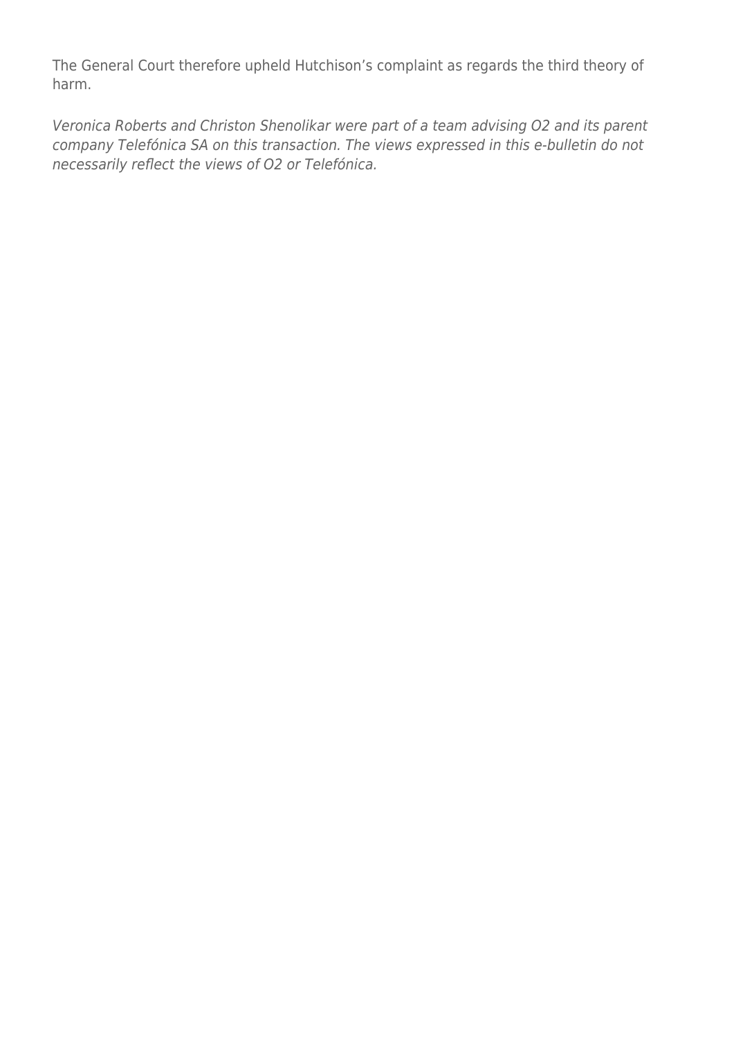The General Court therefore upheld Hutchison's complaint as regards the third theory of harm.

*Veronica Roberts and Christon Shenolikar were part of a team advising O2 and its parent company Telefónica SA on this transaction. The views expressed in this e-bulletin do not necessarily reflect the views of O2 or Telefónica.*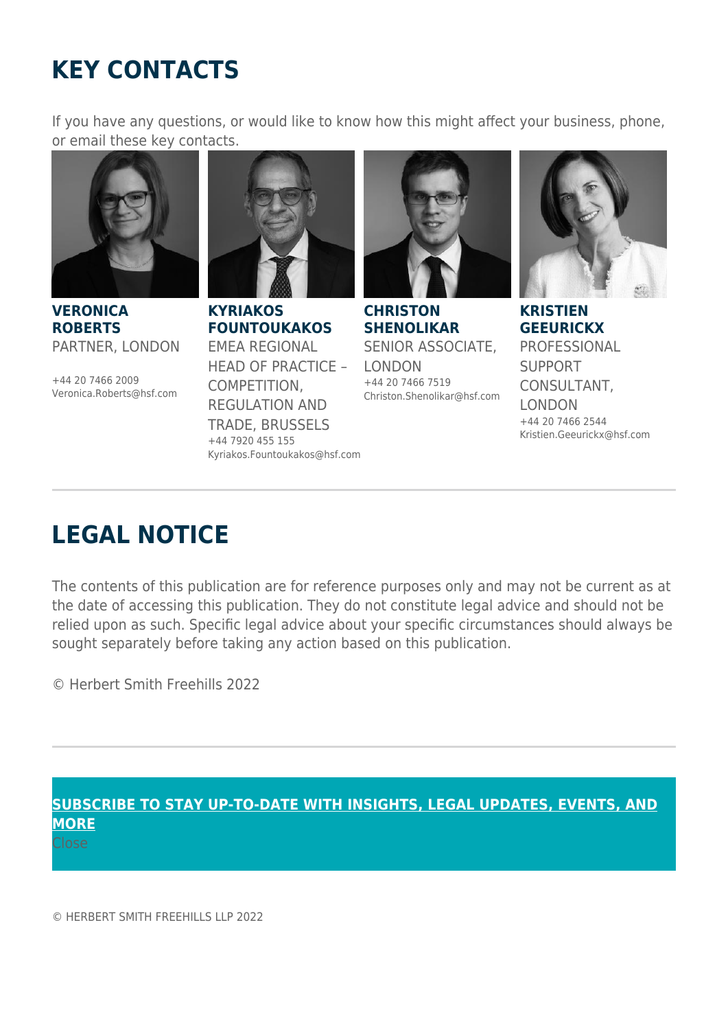## KEY CONTACTS

If you have any questions, or would like to know how this might affect your business, phone, or email these key contacts.

**VERONICA ROBERTS**
PARTNER, LONDON

+44 20 7466 2009
Veronica.Roberts@hsf.com

**KYRIAKOS FOUNTOUKAKOS**
EMEA REGIONAL HEAD OF PRACTICE – COMPETITION, REGULATION AND TRADE, BRUSSELS
+44 7920 455 155
Kyriakos.Fountoukakos@hsf.com

**CHRISTON SHENOLIKAR**
SENIOR ASSOCIATE, LONDON
+44 20 7466 7519
Christon.Shenolikar@hsf.com

**KRISTIEN GEEURICKX**
PROFESSIONAL SUPPORT CONSULTANT, LONDON
+44 20 7466 2544
Kristien.Geeurickx@hsf.com

## LEGAL NOTICE

The contents of this publication are for reference purposes only and may not be current as at the date of accessing this publication. They do not constitute legal advice and should not be relied upon as such. Specific legal advice about your specific circumstances should always be sought separately before taking any action based on this publication.

© Herbert Smith Freehills 2022

**SUBSCRIBE TO STAY UP-TO-DATE WITH INSIGHTS, LEGAL UPDATES, EVENTS, AND MORE**
Close

© HERBERT SMITH FREEHILLS LLP 2022